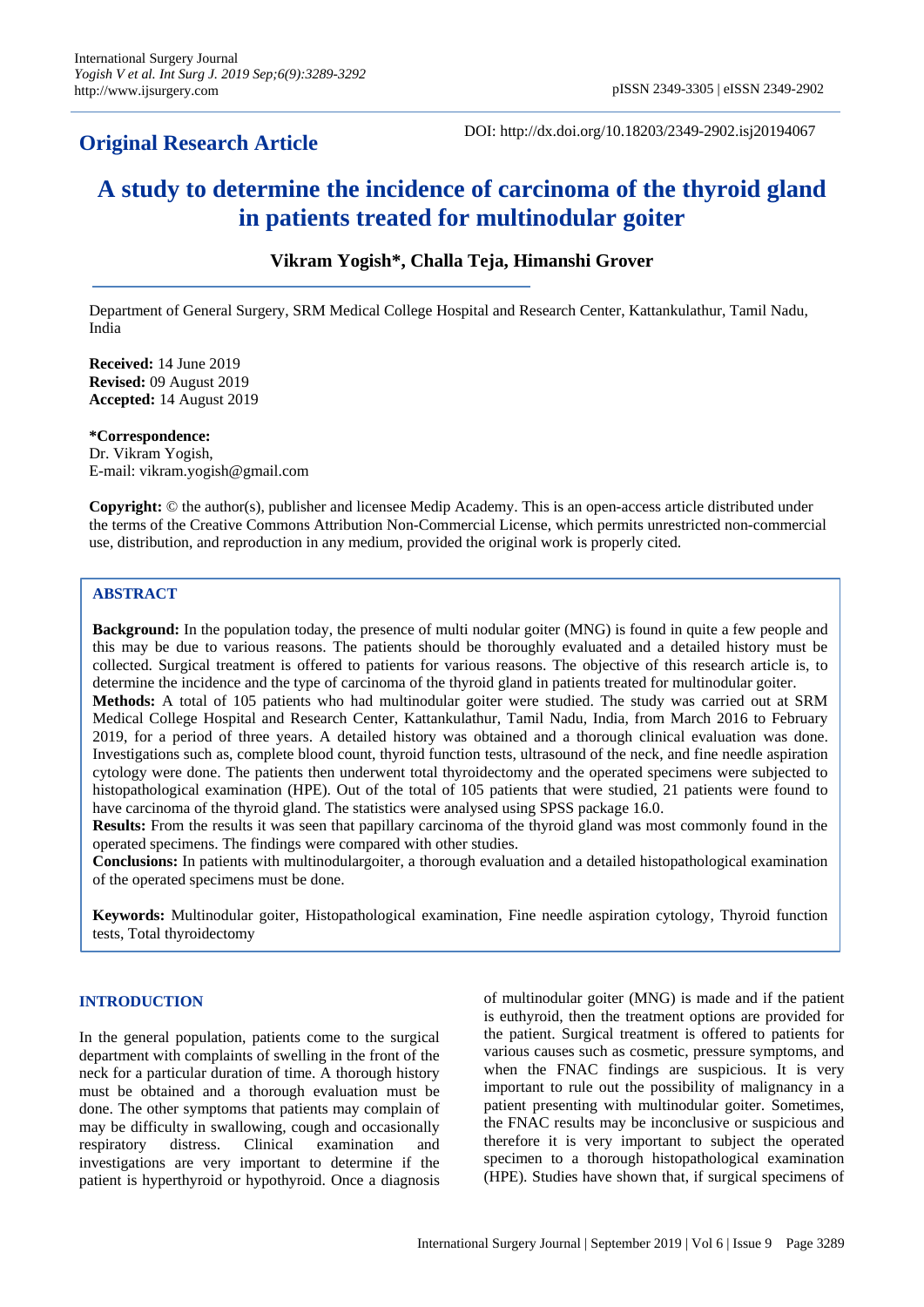**Original Research Article**

DOI: http://dx.doi.org/10.18203/2349-2902.isj20194067

# A study to determine the incidence of carcinoma of the thyroid gland in patients treated for multinodular goiter

**Vikram Yogish\*, Challa Teja, Himanshi Grover**

Department of General Surgery, SRM Medical College Hospital and Research Center, Kattankulathur, Tamil Nadu, India

**Received:** 14 June 2019
**Revised:** 09 August 2019
**Accepted:** 14 August 2019

**\*Correspondence:**
Dr. Vikram Yogish,
E-mail: vikram.yogish@gmail.com

**Copyright:** © the author(s), publisher and licensee Medip Academy. This is an open-access article distributed under the terms of the Creative Commons Attribution Non-Commercial License, which permits unrestricted non-commercial use, distribution, and reproduction in any medium, provided the original work is properly cited.

## ABSTRACT

**Background:** In the population today, the presence of multi nodular goiter (MNG) is found in quite a few people and this may be due to various reasons. The patients should be thoroughly evaluated and a detailed history must be collected. Surgical treatment is offered to patients for various reasons. The objective of this research article is, to determine the incidence and the type of carcinoma of the thyroid gland in patients treated for multinodular goiter.

**Methods:** A total of 105 patients who had multinodular goiter were studied. The study was carried out at SRM Medical College Hospital and Research Center, Kattankulathur, Tamil Nadu, India, from March 2016 to February 2019, for a period of three years. A detailed history was obtained and a thorough clinical evaluation was done. Investigations such as, complete blood count, thyroid function tests, ultrasound of the neck, and fine needle aspiration cytology were done. The patients then underwent total thyroidectomy and the operated specimens were subjected to histopathological examination (HPE). Out of the total of 105 patients that were studied, 21 patients were found to have carcinoma of the thyroid gland. The statistics were analysed using SPSS package 16.0.

**Results:** From the results it was seen that papillary carcinoma of the thyroid gland was most commonly found in the operated specimens. The findings were compared with other studies.

**Conclusions:** In patients with multinodulargoiter, a thorough evaluation and a detailed histopathological examination of the operated specimens must be done.

**Keywords:** Multinodular goiter, Histopathological examination, Fine needle aspiration cytology, Thyroid function tests, Total thyroidectomy

## INTRODUCTION

In the general population, patients come to the surgical department with complaints of swelling in the front of the neck for a particular duration of time. A thorough history must be obtained and a thorough evaluation must be done. The other symptoms that patients may complain of may be difficulty in swallowing, cough and occasionally respiratory distress. Clinical examination and investigations are very important to determine if the patient is hyperthyroid or hypothyroid. Once a diagnosis of multinodular goiter (MNG) is made and if the patient is euthyroid, then the treatment options are provided for the patient. Surgical treatment is offered to patients for various causes such as cosmetic, pressure symptoms, and when the FNAC findings are suspicious. It is very important to rule out the possibility of malignancy in a patient presenting with multinodular goiter. Sometimes, the FNAC results may be inconclusive or suspicious and therefore it is very important to subject the operated specimen to a thorough histopathological examination (HPE). Studies have shown that, if surgical specimens of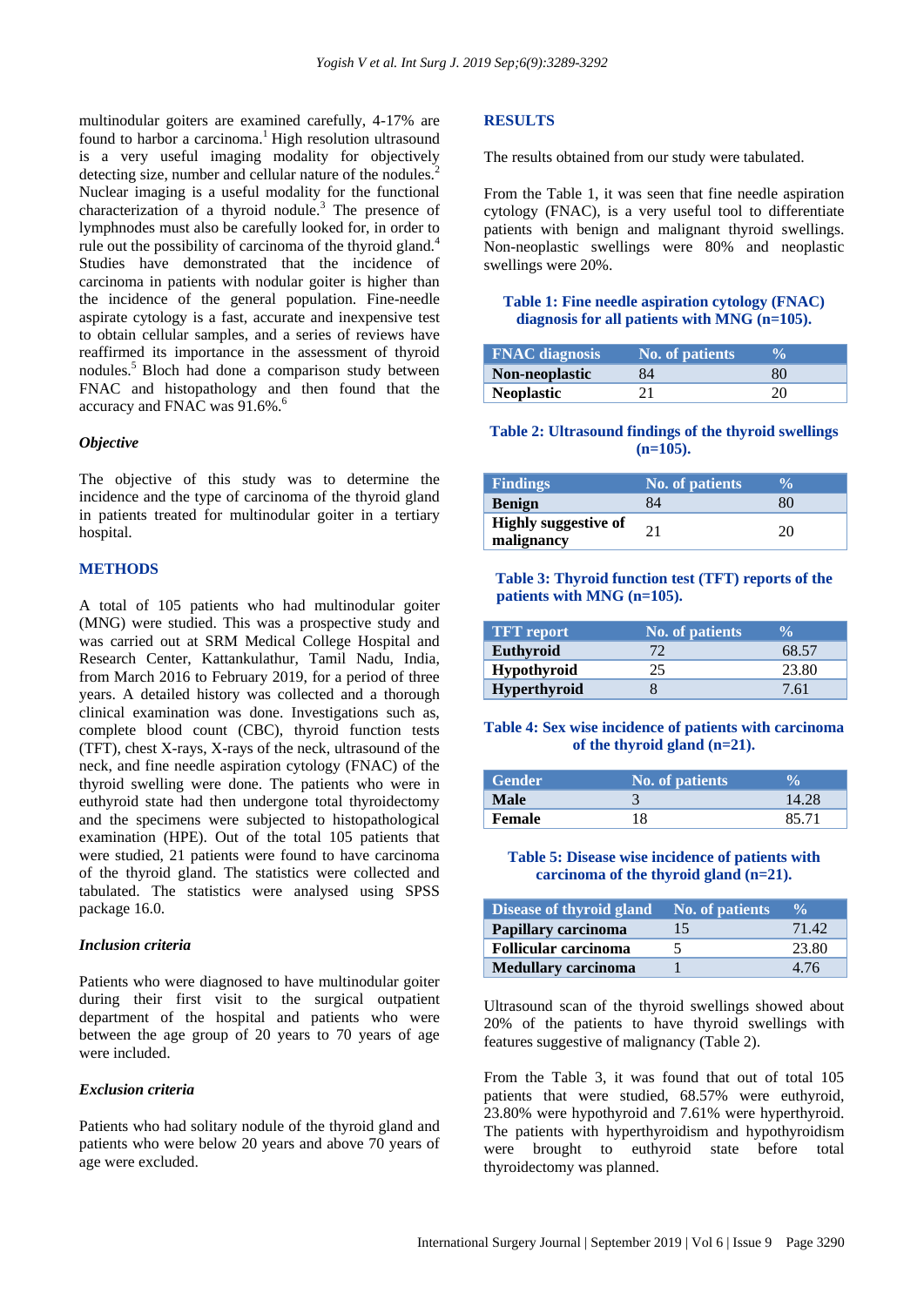multinodular goiters are examined carefully, 4-17% are found to harbor a carcinoma.[1] High resolution ultrasound is a very useful imaging modality for objectively detecting size, number and cellular nature of the nodules.[2] Nuclear imaging is a useful modality for the functional characterization of a thyroid nodule.[3] The presence of lymphnodes must also be carefully looked for, in order to rule out the possibility of carcinoma of the thyroid gland.[4] Studies have demonstrated that the incidence of carcinoma in patients with nodular goiter is higher than the incidence of the general population. Fine-needle aspirate cytology is a fast, accurate and inexpensive test to obtain cellular samples, and a series of reviews have reaffirmed its importance in the assessment of thyroid nodules.[5] Bloch had done a comparison study between FNAC and histopathology and then found that the accuracy and FNAC was 91.6%.[6]

### *Objective*

The objective of this study was to determine the incidence and the type of carcinoma of the thyroid gland in patients treated for multinodular goiter in a tertiary hospital.

## METHODS

A total of 105 patients who had multinodular goiter (MNG) were studied. This was a prospective study and was carried out at SRM Medical College Hospital and Research Center, Kattankulathur, Tamil Nadu, India, from March 2016 to February 2019, for a period of three years. A detailed history was collected and a thorough clinical examination was done. Investigations such as, complete blood count (CBC), thyroid function tests (TFT), chest X-rays, X-rays of the neck, ultrasound of the neck, and fine needle aspiration cytology (FNAC) of the thyroid swelling were done. The patients who were in euthyroid state had then undergone total thyroidectomy and the specimens were subjected to histopathological examination (HPE). Out of the total 105 patients that were studied, 21 patients were found to have carcinoma of the thyroid gland. The statistics were collected and tabulated. The statistics were analysed using SPSS package 16.0.

### *Inclusion criteria*

Patients who were diagnosed to have multinodular goiter during their first visit to the surgical outpatient department of the hospital and patients who were between the age group of 20 years to 70 years of age were included.

### *Exclusion criteria*

Patients who had solitary nodule of the thyroid gland and patients who were below 20 years and above 70 years of age were excluded.

## RESULTS

The results obtained from our study were tabulated.

From the Table 1, it was seen that fine needle aspiration cytology (FNAC), is a very useful tool to differentiate patients with benign and malignant thyroid swellings. Non-neoplastic swellings were 80% and neoplastic swellings were 20%.

**Table 1: Fine needle aspiration cytology (FNAC) diagnosis for all patients with MNG (n=105).**

| FNAC diagnosis | No. of patients | % |
|---|---|---|
| **Non-neoplastic** | 84 | 80 |
| **Neoplastic** | 21 | 20 |

**Table 2: Ultrasound findings of the thyroid swellings (n=105).**

| Findings | No. of patients | % |
|---|---|---|
| **Benign** | 84 | 80 |
| **Highly suggestive of malignancy** | 21 | 20 |

**Table 3: Thyroid function test (TFT) reports of the patients with MNG (n=105).**

| TFT report | No. of patients | % |
|---|---|---|
| **Euthyroid** | 72 | 68.57 |
| **Hypothyroid** | 25 | 23.80 |
| **Hyperthyroid** | 8 | 7.61 |

**Table 4: Sex wise incidence of patients with carcinoma of the thyroid gland (n=21).**

| Gender | No. of patients | % |
|---|---|---|
| **Male** | 3 | 14.28 |
| **Female** | 18 | 85.71 |

**Table 5: Disease wise incidence of patients with carcinoma of the thyroid gland (n=21).**

| Disease of thyroid gland | No. of patients | % |
|---|---|---|
| **Papillary carcinoma** | 15 | 71.42 |
| **Follicular carcinoma** | 5 | 23.80 |
| **Medullary carcinoma** | 1 | 4.76 |

Ultrasound scan of the thyroid swellings showed about 20% of the patients to have thyroid swellings with features suggestive of malignancy (Table 2).

From the Table 3, it was found that out of total 105 patients that were studied, 68.57% were euthyroid, 23.80% were hypothyroid and 7.61% were hyperthyroid. The patients with hyperthyroidism and hypothyroidism were brought to euthyroid state before total thyroidectomy was planned.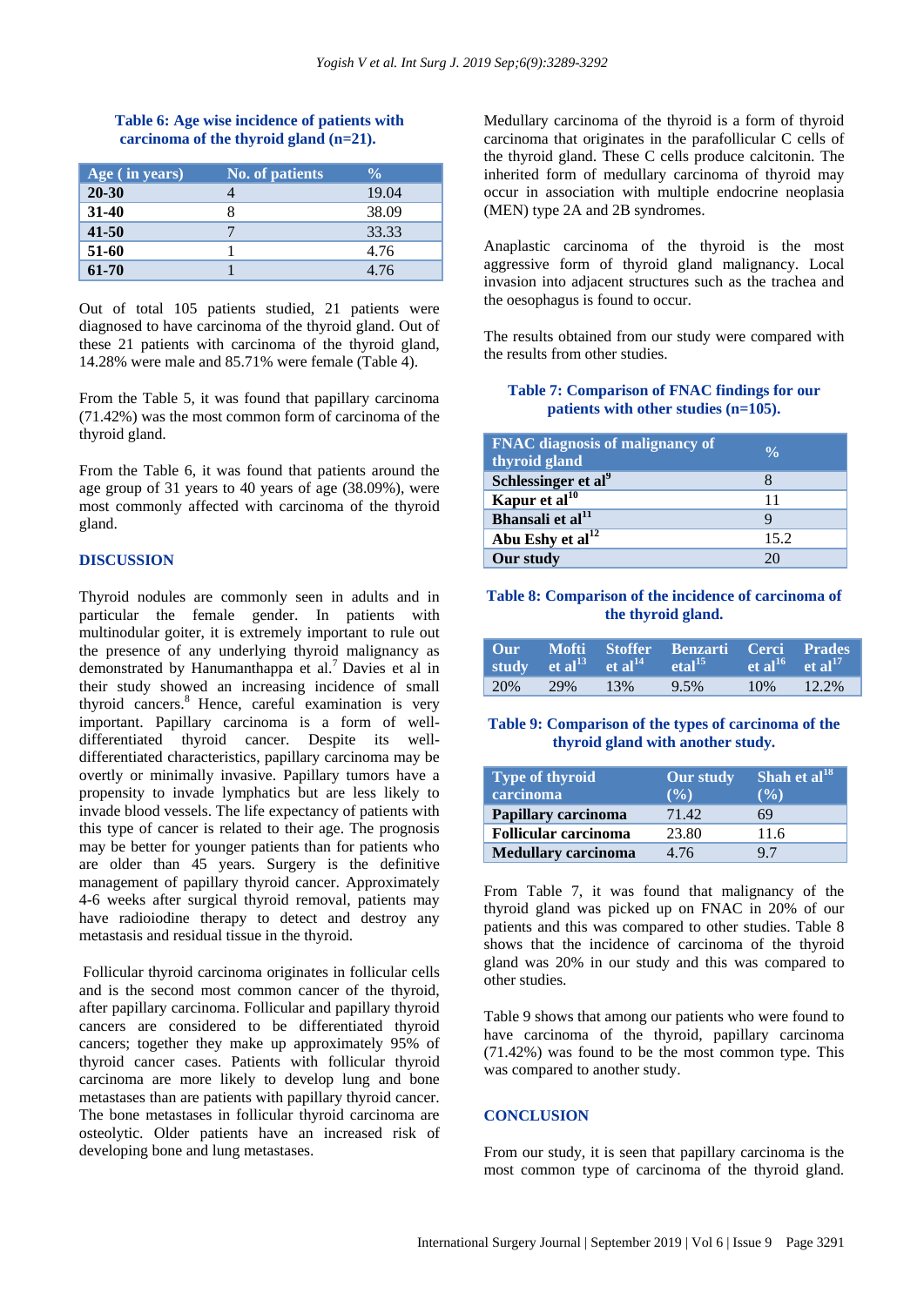**Table 6: Age wise incidence of patients with carcinoma of the thyroid gland (n=21).**

| Age ( in years) | No. of patients | % |
|---|---|---|
| **20-30** | 4 | 19.04 |
| **31-40** | 8 | 38.09 |
| **41-50** | 7 | 33.33 |
| **51-60** | 1 | 4.76 |
| **61-70** | 1 | 4.76 |

Out of total 105 patients studied, 21 patients were diagnosed to have carcinoma of the thyroid gland. Out of these 21 patients with carcinoma of the thyroid gland, 14.28% were male and 85.71% were female (Table 4).

From the Table 5, it was found that papillary carcinoma (71.42%) was the most common form of carcinoma of the thyroid gland.

From the Table 6, it was found that patients around the age group of 31 years to 40 years of age (38.09%), were most commonly affected with carcinoma of the thyroid gland.

## DISCUSSION

Thyroid nodules are commonly seen in adults and in particular the female gender. In patients with multinodular goiter, it is extremely important to rule out the presence of any underlying thyroid malignancy as demonstrated by Hanumanthappa et al.[7] Davies et al in their study showed an increasing incidence of small thyroid cancers.[8] Hence, careful examination is very important. Papillary carcinoma is a form of well-differentiated thyroid cancer. Despite its well-differentiated characteristics, papillary carcinoma may be overtly or minimally invasive. Papillary tumors have a propensity to invade lymphatics but are less likely to invade blood vessels. The life expectancy of patients with this type of cancer is related to their age. The prognosis may be better for younger patients than for patients who are older than 45 years. Surgery is the definitive management of papillary thyroid cancer. Approximately 4-6 weeks after surgical thyroid removal, patients may have radioiodine therapy to detect and destroy any metastasis and residual tissue in the thyroid.

Follicular thyroid carcinoma originates in follicular cells and is the second most common cancer of the thyroid, after papillary carcinoma. Follicular and papillary thyroid cancers are considered to be differentiated thyroid cancers; together they make up approximately 95% of thyroid cancer cases. Patients with follicular thyroid carcinoma are more likely to develop lung and bone metastases than are patients with papillary thyroid cancer. The bone metastases in follicular thyroid carcinoma are osteolytic. Older patients have an increased risk of developing bone and lung metastases.

Medullary carcinoma of the thyroid is a form of thyroid carcinoma that originates in the parafollicular C cells of the thyroid gland. These C cells produce calcitonin. The inherited form of medullary carcinoma of thyroid may occur in association with multiple endocrine neoplasia (MEN) type 2A and 2B syndromes.

Anaplastic carcinoma of the thyroid is the most aggressive form of thyroid gland malignancy. Local invasion into adjacent structures such as the trachea and the oesophagus is found to occur.

The results obtained from our study were compared with the results from other studies.

**Table 7: Comparison of FNAC findings for our patients with other studies (n=105).**

| FNAC diagnosis of malignancy of thyroid gland | % |
|---|---|
| **Schlessinger et al[9]** | 8 |
| **Kapur et al[10]** | 11 |
| **Bhansali et al[11]** | 9 |
| **Abu Eshy et al[12]** | 15.2 |
| **Our study** | 20 |

**Table 8: Comparison of the incidence of carcinoma of the thyroid gland.**

| Our study | Mofti et al[13] | Stoffer et al[14] | Benzarti etal[15] | Cerci et al[16] | Prades et al[17] |
|---|---|---|---|---|---|
| 20% | 29% | 13% | 9.5% | 10% | 12.2% |

**Table 9: Comparison of the types of carcinoma of the thyroid gland with another study.**

| Type of thyroid carcinoma | Our study (%) | Shah et al[18] (%) |
|---|---|---|
| **Papillary carcinoma** | 71.42 | 69 |
| **Follicular carcinoma** | 23.80 | 11.6 |
| **Medullary carcinoma** | 4.76 | 9.7 |

From Table 7, it was found that malignancy of the thyroid gland was picked up on FNAC in 20% of our patients and this was compared to other studies. Table 8 shows that the incidence of carcinoma of the thyroid gland was 20% in our study and this was compared to other studies.

Table 9 shows that among our patients who were found to have carcinoma of the thyroid, papillary carcinoma (71.42%) was found to be the most common type. This was compared to another study.

## CONCLUSION

From our study, it is seen that papillary carcinoma is the most common type of carcinoma of the thyroid gland.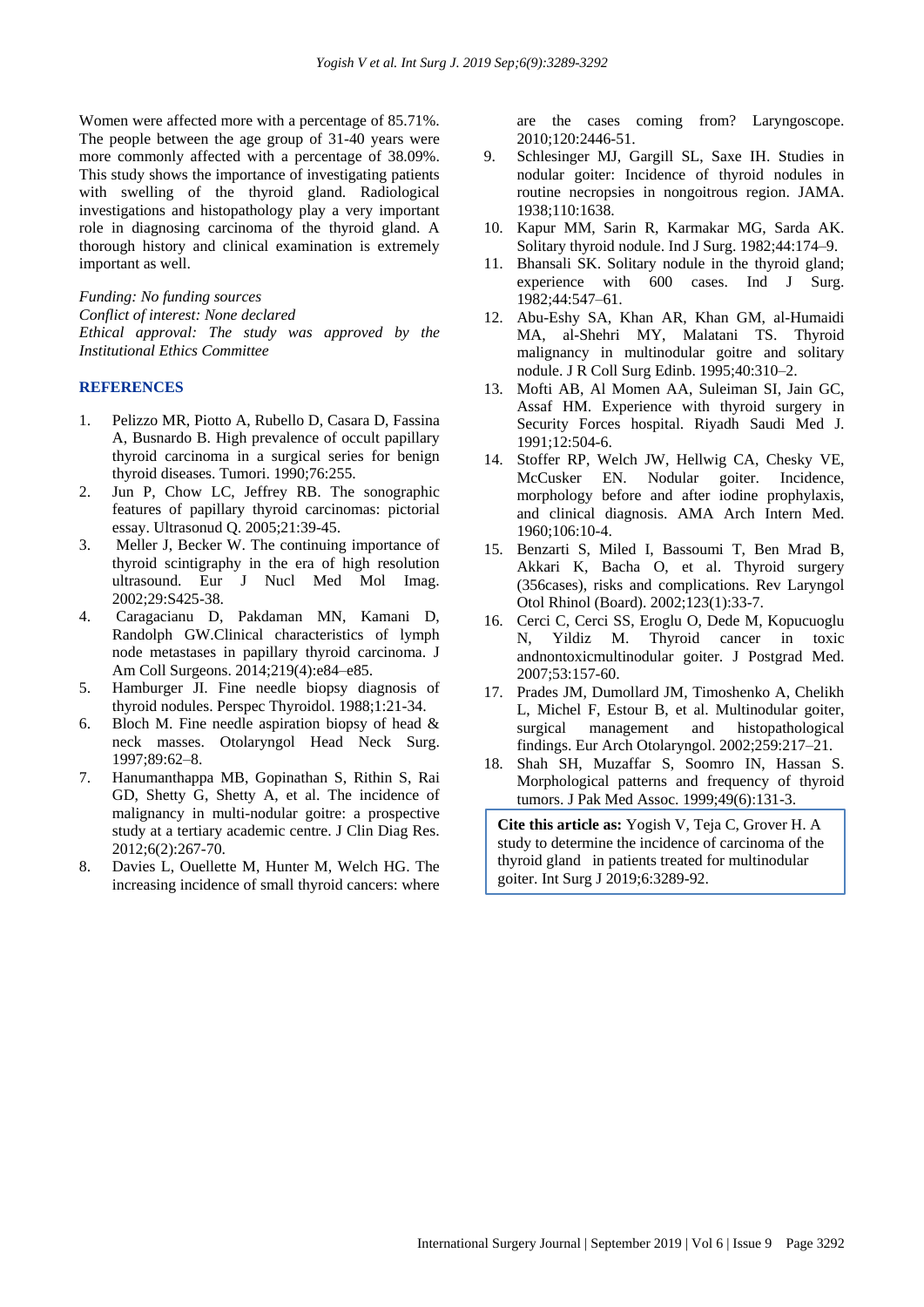Women were affected more with a percentage of 85.71%. The people between the age group of 31-40 years were more commonly affected with a percentage of 38.09%. This study shows the importance of investigating patients with swelling of the thyroid gland. Radiological investigations and histopathology play a very important role in diagnosing carcinoma of the thyroid gland. A thorough history and clinical examination is extremely important as well.

*Funding: No funding sources*
*Conflict of interest: None declared*
*Ethical approval: The study was approved by the Institutional Ethics Committee*

## REFERENCES

1. Pelizzo MR, Piotto A, Rubello D, Casara D, Fassina A, Busnardo B. High prevalence of occult papillary thyroid carcinoma in a surgical series for benign thyroid diseases. Tumori. 1990;76:255.
2. Jun P, Chow LC, Jeffrey RB. The sonographic features of papillary thyroid carcinomas: pictorial essay. Ultrasonud Q. 2005;21:39-45.
3. Meller J, Becker W. The continuing importance of thyroid scintigraphy in the era of high resolution ultrasound. Eur J Nucl Med Mol Imag. 2002;29:S425-38.
4. Caragacianu D, Pakdaman MN, Kamani D, Randolph GW.Clinical characteristics of lymph node metastases in papillary thyroid carcinoma. J Am Coll Surgeons. 2014;219(4):e84–e85.
5. Hamburger JI. Fine needle biopsy diagnosis of thyroid nodules. Perspec Thyroidol. 1988;1:21-34.
6. Bloch M. Fine needle aspiration biopsy of head & neck masses. Otolaryngol Head Neck Surg. 1997;89:62–8.
7. Hanumanthappa MB, Gopinathan S, Rithin S, Rai GD, Shetty G, Shetty A, et al. The incidence of malignancy in multi-nodular goitre: a prospective study at a tertiary academic centre. J Clin Diag Res. 2012;6(2):267-70.
8. Davies L, Ouellette M, Hunter M, Welch HG. The increasing incidence of small thyroid cancers: where are the cases coming from? Laryngoscope. 2010;120:2446-51.
9. Schlesinger MJ, Gargill SL, Saxe IH. Studies in nodular goiter: Incidence of thyroid nodules in routine necropsies in nongoitrous region. JAMA. 1938;110:1638.
10. Kapur MM, Sarin R, Karmakar MG, Sarda AK. Solitary thyroid nodule. Ind J Surg. 1982;44:174–9.
11. Bhansali SK. Solitary nodule in the thyroid gland; experience with 600 cases. Ind J Surg. 1982;44:547–61.
12. Abu-Eshy SA, Khan AR, Khan GM, al-Humaidi MA, al-Shehri MY, Malatani TS. Thyroid malignancy in multinodular goitre and solitary nodule. J R Coll Surg Edinb. 1995;40:310–2.
13. Mofti AB, Al Momen AA, Suleiman SI, Jain GC, Assaf HM. Experience with thyroid surgery in Security Forces hospital. Riyadh Saudi Med J. 1991;12:504-6.
14. Stoffer RP, Welch JW, Hellwig CA, Chesky VE, McCusker EN. Nodular goiter. Incidence, morphology before and after iodine prophylaxis, and clinical diagnosis. AMA Arch Intern Med. 1960;106:10-4.
15. Benzarti S, Miled I, Bassoumi T, Ben Mrad B, Akkari K, Bacha O, et al. Thyroid surgery (356cases), risks and complications. Rev Laryngol Otol Rhinol (Board). 2002;123(1):33-7.
16. Cerci C, Cerci SS, Eroglu O, Dede M, Kopucuoglu N, Yildiz M. Thyroid cancer in toxic andnontoxicmultinodular goiter. J Postgrad Med. 2007;53:157-60.
17. Prades JM, Dumollard JM, Timoshenko A, Chelikh L, Michel F, Estour B, et al. Multinodular goiter, surgical management and histopathological findings. Eur Arch Otolaryngol. 2002;259:217–21.
18. Shah SH, Muzaffar S, Soomro IN, Hassan S. Morphological patterns and frequency of thyroid tumors. J Pak Med Assoc. 1999;49(6):131-3.

**Cite this article as:** Yogish V, Teja C, Grover H. A study to determine the incidence of carcinoma of the thyroid gland in patients treated for multinodular goiter. Int Surg J 2019;6:3289-92.